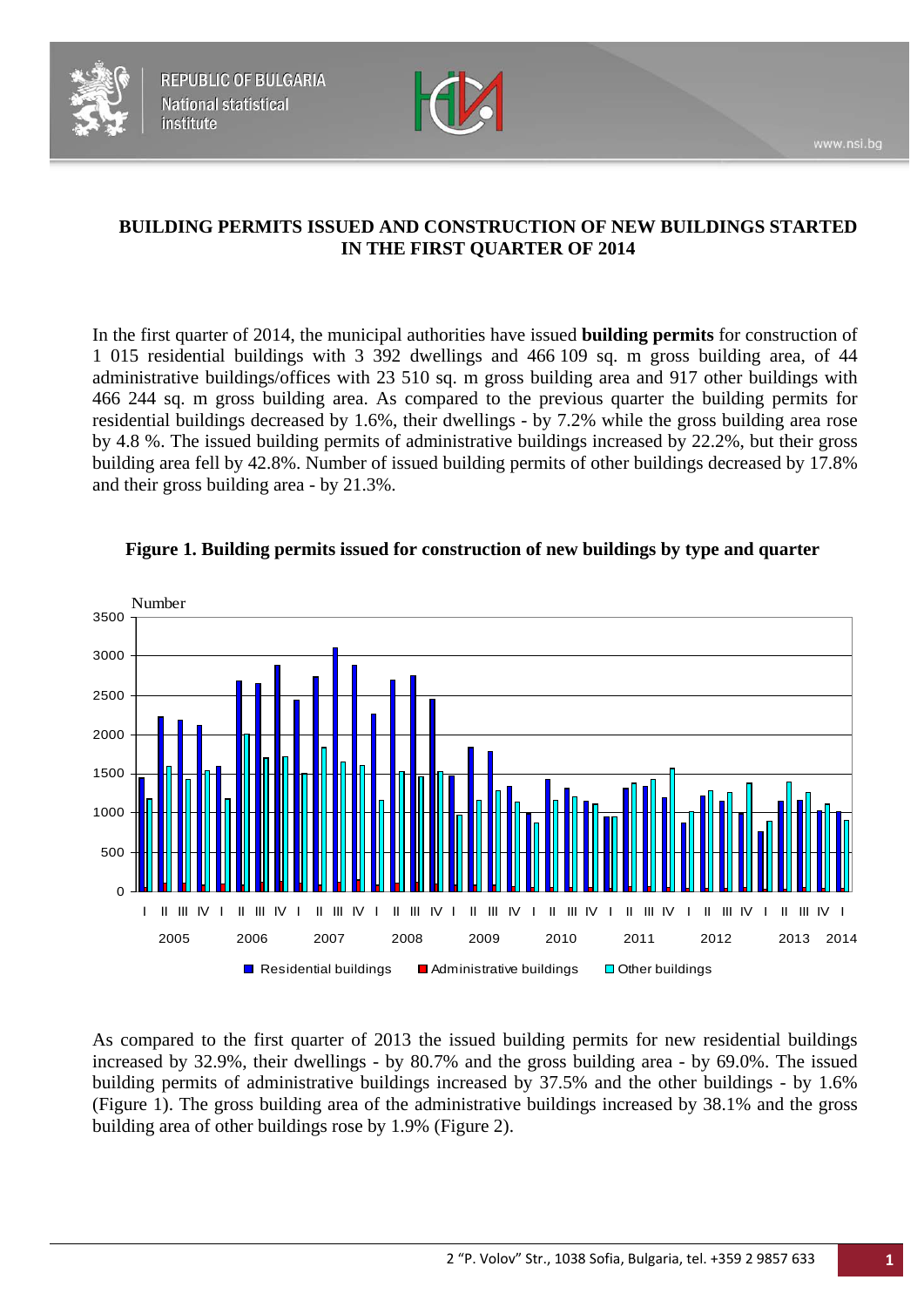# BUILDING PERMITS ISSUED AND CONSTRUCTION OF NEW BUILDINGS STARTED IN THE FIRST QUARTER OF 2014

In the first quarter of 2014, the municipal authorities have issued **building permits** for construction of 1 015 residential buildings with 3 392 dwellings and 466 109 sq. m gross building area, of 44 administrative buildings/offices with 23 510 sq. m gross building area and 917 other buildings with 466 244 sq. m gross building area. As compared to the previous quarter the building permits for residential buildings decreased by 1.6%, their dwellings - by 7.2% while the gross building area rose by 4.8 %. The issued building permits of administrative buildings increased by 22.2%, but their gross building area fell by 42.8%. Number of issued building permits of other buildings decreased by 17.8% and their gross building area - by 21.3%.

**Figure 1. Building permits issued for construction of new buildings by type and quarter**

As compared to the first quarter of 2013 the issued building permits for new residential buildings increased by 32.9%, their dwellings - by 80.7% and the gross building area - by 69.0%. The issued building permits of administrative buildings increased by 37.5% and the other buildings - by 1.6% (Figure 1). The gross building area of the administrative buildings increased by 38.1% and the gross building area of other buildings rose by 1.9% (Figure 2).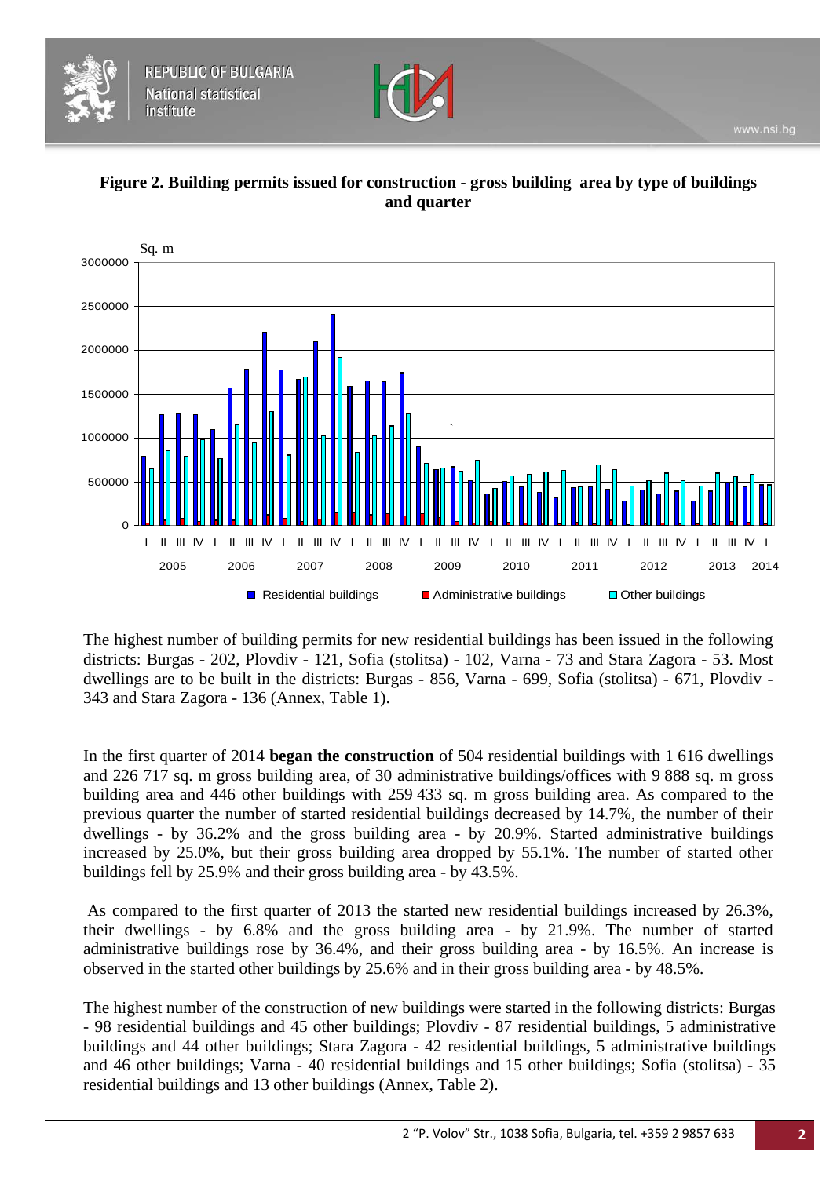**Figure 2. Building permits issued for construction - gross building area by type of buildings and quarter**

The highest number of building permits for new residential buildings has been issued in the following districts: Burgas - 202, Plovdiv - 121, Sofia (stolitsa) - 102, Varna - 73 and Stara Zagora - 53. Most dwellings are to be built in the districts: Burgas - 856, Varna - 699, Sofia (stolitsa) - 671, Plovdiv - 343 and Stara Zagora - 136 (Annex, Table 1).

In the first quarter of 2014 **began the construction** of 504 residential buildings with 1 616 dwellings and 226 717 sq. m gross building area, of 30 administrative buildings/offices with 9 888 sq. m gross building area and 446 other buildings with 259 433 sq. m gross building area. As compared to the previous quarter the number of started residential buildings decreased by 14.7%, the number of their dwellings - by 36.2% and the gross building area - by 20.9%. Started administrative buildings increased by 25.0%, but their gross building area dropped by 55.1%. The number of started other buildings fell by 25.9% and their gross building area - by 43.5%.

As compared to the first quarter of 2013 the started new residential buildings increased by 26.3%, their dwellings - by 6.8% and the gross building area - by 21.9%. The number of started administrative buildings rose by 36.4%, and their gross building area - by 16.5%. An increase is observed in the started other buildings by 25.6% and in their gross building area - by 48.5%.

The highest number of the construction of new buildings were started in the following districts: Burgas - 98 residential buildings and 45 other buildings; Plovdiv - 87 residential buildings, 5 administrative buildings and 44 other buildings; Stara Zagora - 42 residential buildings, 5 administrative buildings and 46 other buildings; Varna - 40 residential buildings and 15 other buildings; Sofia (stolitsa) - 35 residential buildings and 13 other buildings (Annex, Table 2).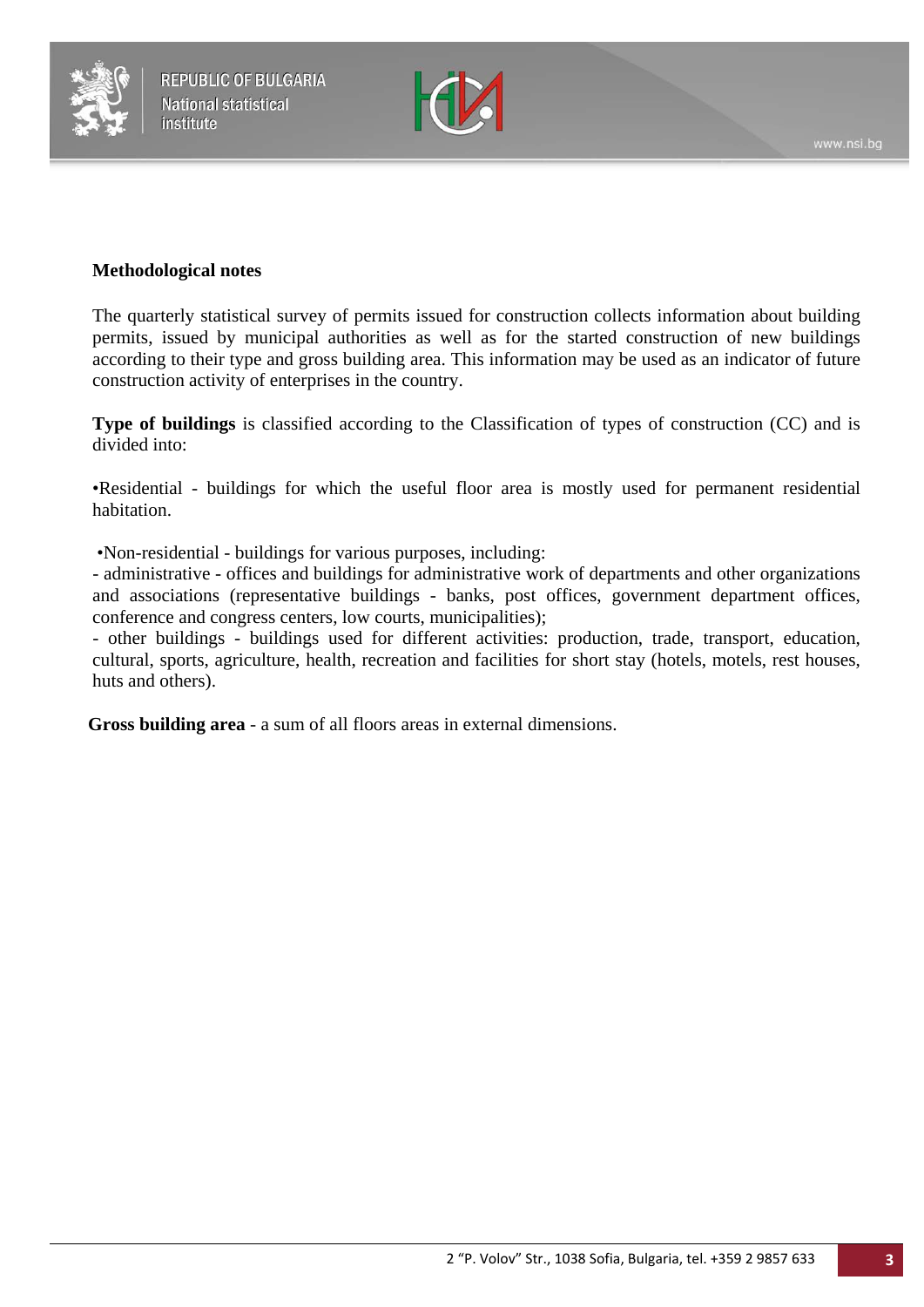## Methodological notes

The quarterly statistical survey of permits issued for construction collects information about building permits, issued by municipal authorities as well as for the started construction of new buildings according to their type and gross building area. This information may be used as an indicator of future construction activity of enterprises in the country.

**Type of buildings** is classified according to the Classification of types of construction (CC) and is divided into:

•Residential - buildings for which the useful floor area is mostly used for permanent residential habitation.

•Non-residential - buildings for various purposes, including:
- administrative - offices and buildings for administrative work of departments and other organizations and associations (representative buildings - banks, post offices, government department offices, conference and congress centers, low courts, municipalities);
- other buildings - buildings used for different activities: production, trade, transport, education, cultural, sports, agriculture, health, recreation and facilities for short stay (hotels, motels, rest houses, huts and others).

**Gross building area** - a sum of all floors areas in external dimensions.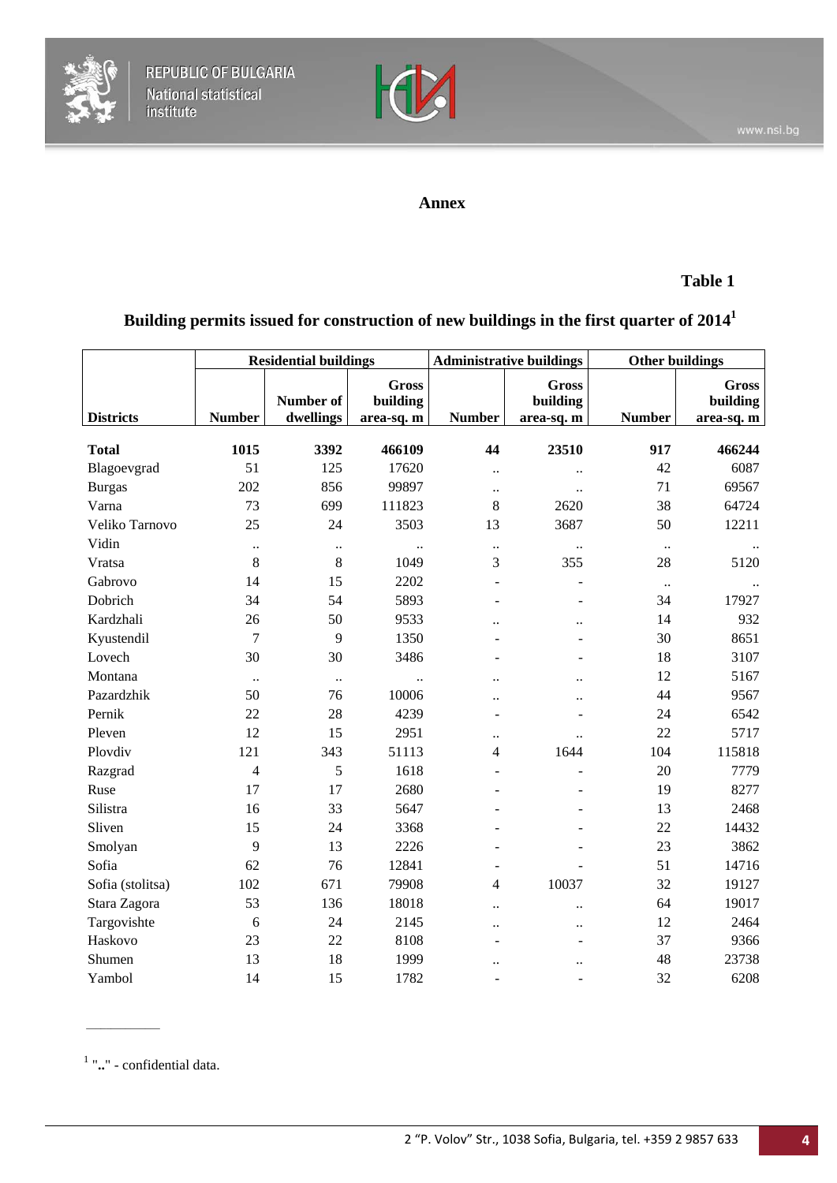## Annex

**Table 1**

### Building permits issued for construction of new buildings in the first quarter of 2014[1]

| Districts | Residential buildings | | | Administrative buildings | | Other buildings | |
|---|---|---|---|---|---|---|---|
| | Number | Number of dwellings | Gross building area-sq. m | Number | Gross building area-sq. m | Number | Gross building area-sq. m |
| **Total** | **1015** | **3392** | **466109** | **44** | **23510** | **917** | **466244** |
| Blagoevgrad | 51 | 125 | 17620 | .. | .. | 42 | 6087 |
| Burgas | 202 | 856 | 99897 | .. | .. | 71 | 69567 |
| Varna | 73 | 699 | 111823 | 8 | 2620 | 38 | 64724 |
| Veliko Tarnovo | 25 | 24 | 3503 | 13 | 3687 | 50 | 12211 |
| Vidin | .. | .. | .. | .. | .. | .. | .. |
| Vratsa | 8 | 8 | 1049 | 3 | 355 | 28 | 5120 |
| Gabrovo | 14 | 15 | 2202 | - | - | .. | .. |
| Dobrich | 34 | 54 | 5893 | - | - | 34 | 17927 |
| Kardzhali | 26 | 50 | 9533 | .. | .. | 14 | 932 |
| Kyustendil | 7 | 9 | 1350 | - | - | 30 | 8651 |
| Lovech | 30 | 30 | 3486 | - | - | 18 | 3107 |
| Montana | .. | .. | .. | .. | .. | 12 | 5167 |
| Pazardzhik | 50 | 76 | 10006 | .. | .. | 44 | 9567 |
| Pernik | 22 | 28 | 4239 | - | - | 24 | 6542 |
| Pleven | 12 | 15 | 2951 | .. | .. | 22 | 5717 |
| Plovdiv | 121 | 343 | 51113 | 4 | 1644 | 104 | 115818 |
| Razgrad | 4 | 5 | 1618 | - | - | 20 | 7779 |
| Ruse | 17 | 17 | 2680 | - | - | 19 | 8277 |
| Silistra | 16 | 33 | 5647 | - | - | 13 | 2468 |
| Sliven | 15 | 24 | 3368 | - | - | 22 | 14432 |
| Smolyan | 9 | 13 | 2226 | - | - | 23 | 3862 |
| Sofia | 62 | 76 | 12841 | - | - | 51 | 14716 |
| Sofia (stolitsa) | 102 | 671 | 79908 | 4 | 10037 | 32 | 19127 |
| Stara Zagora | 53 | 136 | 18018 | .. | .. | 64 | 19017 |
| Targovishte | 6 | 24 | 2145 | .. | .. | 12 | 2464 |
| Haskovo | 23 | 22 | 8108 | - | - | 37 | 9366 |
| Shumen | 13 | 18 | 1999 | .. | .. | 48 | 23738 |
| Yambol | 14 | 15 | 1782 | - | - | 32 | 6208 |

[1] ".." - confidential data.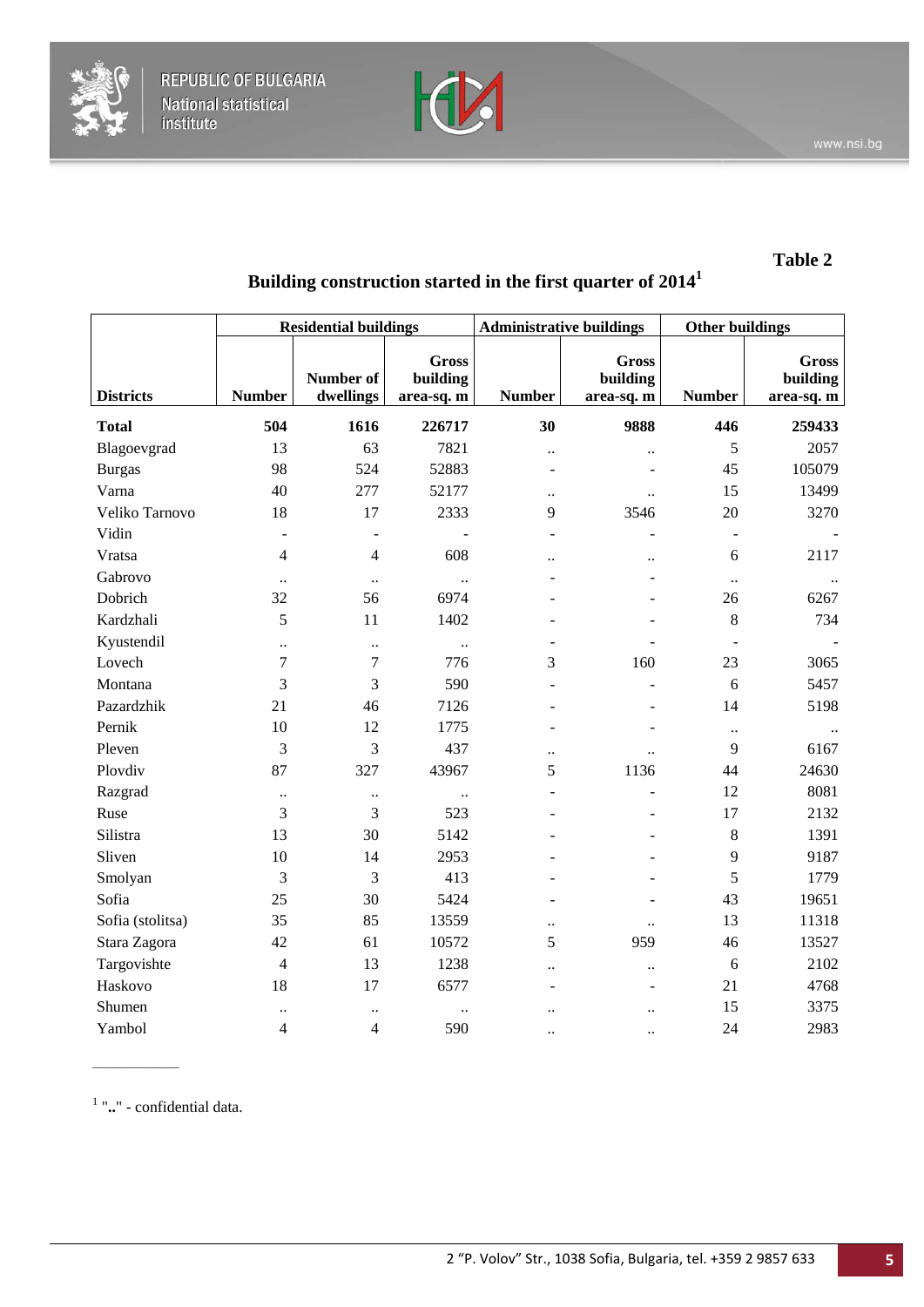Table 2

## Building construction started in the first quarter of 2014[1]

| Districts | Residential buildings | | | Administrative buildings | | Other buildings | |
|---|---|---|---|---|---|---|---|
| | Number | Number of dwellings | Gross building area-sq. m | Number | Gross building area-sq. m | Number | Gross building area-sq. m |
| **Total** | **504** | **1616** | **226717** | **30** | **9888** | **446** | **259433** |
| Blagoevgrad | 13 | 63 | 7821 | .. | .. | 5 | 2057 |
| Burgas | 98 | 524 | 52883 | - | - | 45 | 105079 |
| Varna | 40 | 277 | 52177 | .. | .. | 15 | 13499 |
| Veliko Tarnovo | 18 | 17 | 2333 | 9 | 3546 | 20 | 3270 |
| Vidin | - | - | - | - | - | - | - |
| Vratsa | 4 | 4 | 608 | .. | .. | 6 | 2117 |
| Gabrovo | .. | .. | .. | - | - | .. | .. |
| Dobrich | 32 | 56 | 6974 | - | - | 26 | 6267 |
| Kardzhali | 5 | 11 | 1402 | - | - | 8 | 734 |
| Kyustendil | .. | .. | .. | - | - | - | - |
| Lovech | 7 | 7 | 776 | 3 | 160 | 23 | 3065 |
| Montana | 3 | 3 | 590 | - | - | 6 | 5457 |
| Pazardzhik | 21 | 46 | 7126 | - | - | 14 | 5198 |
| Pernik | 10 | 12 | 1775 | - | - | .. | .. |
| Pleven | 3 | 3 | 437 | .. | .. | 9 | 6167 |
| Plovdiv | 87 | 327 | 43967 | 5 | 1136 | 44 | 24630 |
| Razgrad | .. | .. | .. | - | - | 12 | 8081 |
| Ruse | 3 | 3 | 523 | - | - | 17 | 2132 |
| Silistra | 13 | 30 | 5142 | - | - | 8 | 1391 |
| Sliven | 10 | 14 | 2953 | - | - | 9 | 9187 |
| Smolyan | 3 | 3 | 413 | - | - | 5 | 1779 |
| Sofia | 25 | 30 | 5424 | - | - | 43 | 19651 |
| Sofia (stolitsa) | 35 | 85 | 13559 | .. | .. | 13 | 11318 |
| Stara Zagora | 42 | 61 | 10572 | 5 | 959 | 46 | 13527 |
| Targovishte | 4 | 13 | 1238 | .. | .. | 6 | 2102 |
| Haskovo | 18 | 17 | 6577 | - | - | 21 | 4768 |
| Shumen | .. | .. | .. | .. | .. | 15 | 3375 |
| Yambol | 4 | 4 | 590 | .. | .. | 24 | 2983 |

[1] "**..**" - confidential data.